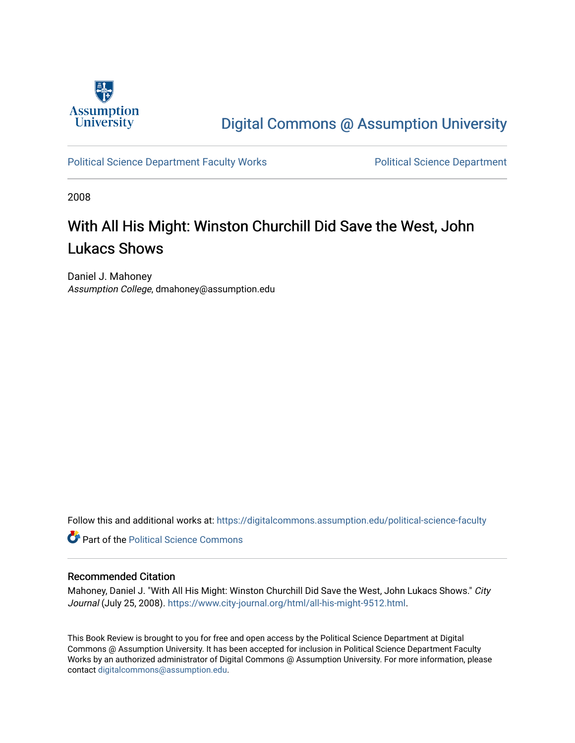Assumption University

Digital Commons @ Assumption University

Political Science Department Faculty Works | Political Science Department

2008

# With All His Might: Winston Churchill Did Save the West, John Lukacs Shows

Daniel J. Mahoney
*Assumption College*, dmahoney@assumption.edu

Follow this and additional works at: https://digitalcommons.assumption.edu/political-science-faculty

Part of the Political Science Commons

## Recommended Citation

Mahoney, Daniel J. "With All His Might: Winston Churchill Did Save the West, John Lukacs Shows." *City Journal* (July 25, 2008). https://www.city-journal.org/html/all-his-might-9512.html.

This Book Review is brought to you for free and open access by the Political Science Department at Digital Commons @ Assumption University. It has been accepted for inclusion in Political Science Department Faculty Works by an authorized administrator of Digital Commons @ Assumption University. For more information, please contact digitalcommons@assumption.edu.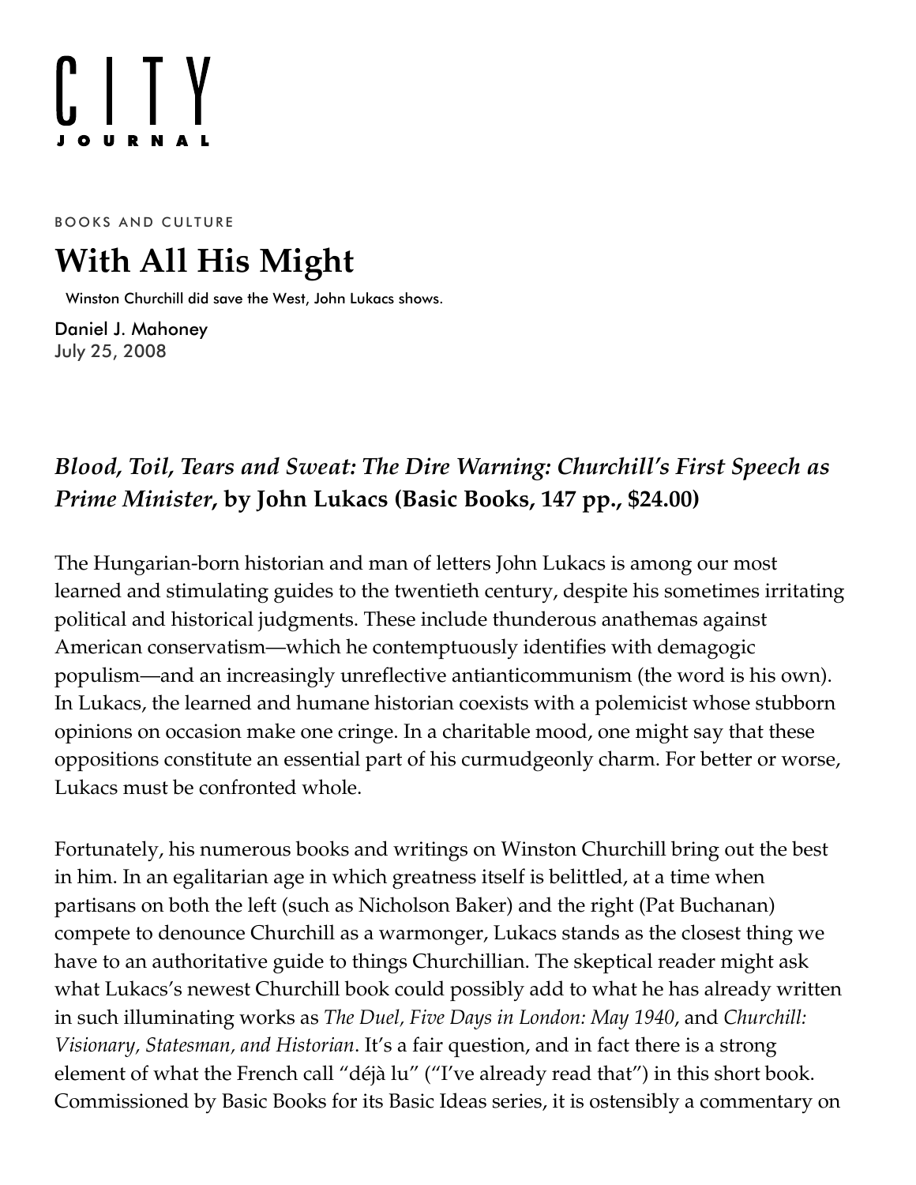BOOKS AND CULTURE

# With All His Might

Winston Churchill did save the West, John Lukacs shows.

Daniel J. Mahoney
July 25, 2008

### *Blood, Toil, Tears and Sweat: The Dire Warning: Churchill's First Speech as Prime Minister*, by John Lukacs (Basic Books, 147 pp., $24.00)

The Hungarian-born historian and man of letters John Lukacs is among our most learned and stimulating guides to the twentieth century, despite his sometimes irritating political and historical judgments. These include thunderous anathemas against American conservatism—which he contemptuously identifies with demagogic populism—and an increasingly unreflective antianticommunism (the word is his own). In Lukacs, the learned and humane historian coexists with a polemicist whose stubborn opinions on occasion make one cringe. In a charitable mood, one might say that these oppositions constitute an essential part of his curmudgeonly charm. For better or worse, Lukacs must be confronted whole.

Fortunately, his numerous books and writings on Winston Churchill bring out the best in him. In an egalitarian age in which greatness itself is belittled, at a time when partisans on both the left (such as Nicholson Baker) and the right (Pat Buchanan) compete to denounce Churchill as a warmonger, Lukacs stands as the closest thing we have to an authoritative guide to things Churchillian. The skeptical reader might ask what Lukacs's newest Churchill book could possibly add to what he has already written in such illuminating works as *The Duel*, *Five Days in London: May 1940*, and *Churchill: Visionary, Statesman, and Historian*. It's a fair question, and in fact there is a strong element of what the French call "déjà lu" ("I've already read that") in this short book. Commissioned by Basic Books for its Basic Ideas series, it is ostensibly a commentary on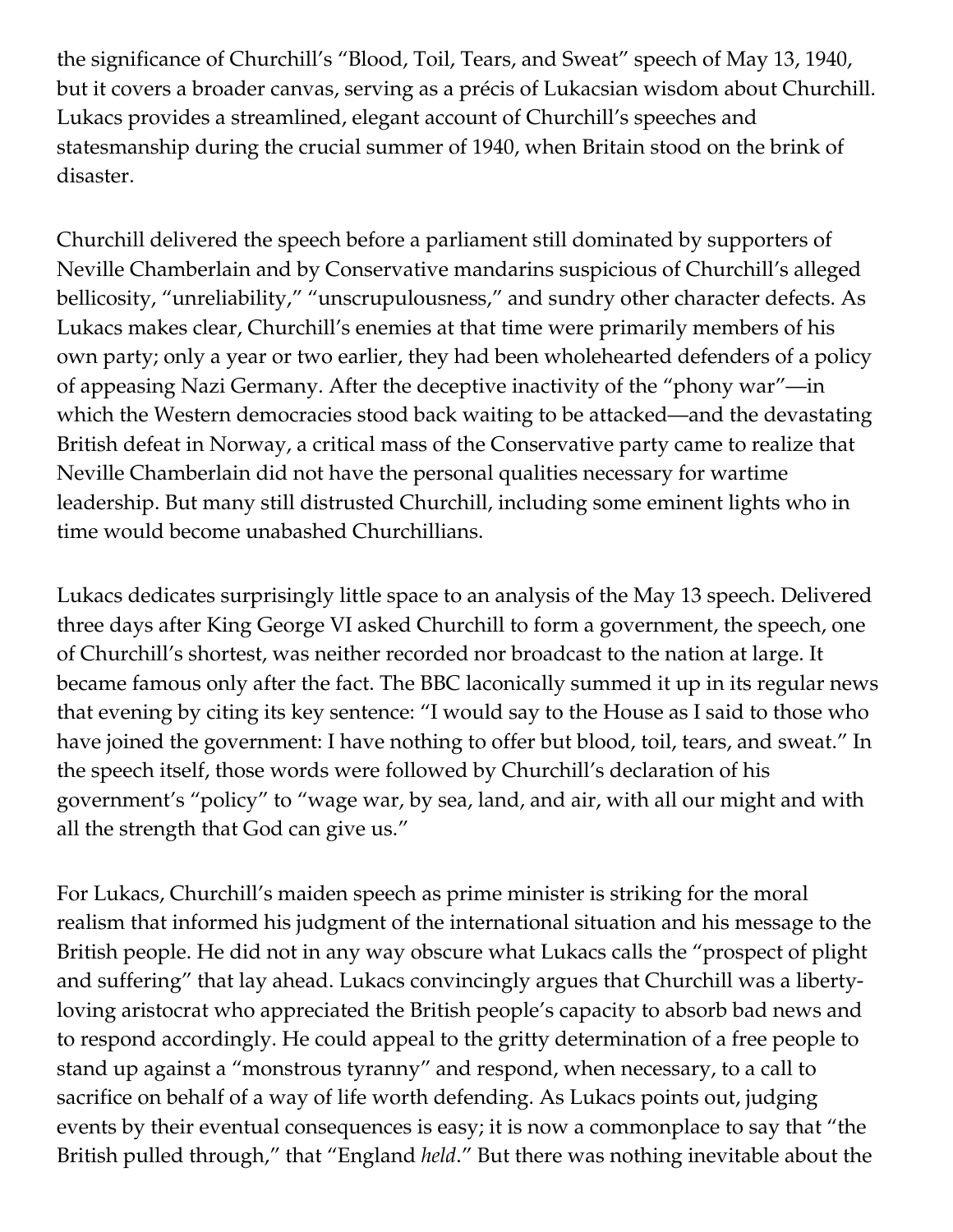the significance of Churchill's "Blood, Toil, Tears, and Sweat" speech of May 13, 1940, but it covers a broader canvas, serving as a précis of Lukacsian wisdom about Churchill. Lukacs provides a streamlined, elegant account of Churchill's speeches and statesmanship during the crucial summer of 1940, when Britain stood on the brink of disaster.

Churchill delivered the speech before a parliament still dominated by supporters of Neville Chamberlain and by Conservative mandarins suspicious of Churchill's alleged bellicosity, "unreliability," "unscrupulousness," and sundry other character defects. As Lukacs makes clear, Churchill's enemies at that time were primarily members of his own party; only a year or two earlier, they had been wholehearted defenders of a policy of appeasing Nazi Germany. After the deceptive inactivity of the "phony war"—in which the Western democracies stood back waiting to be attacked—and the devastating British defeat in Norway, a critical mass of the Conservative party came to realize that Neville Chamberlain did not have the personal qualities necessary for wartime leadership. But many still distrusted Churchill, including some eminent lights who in time would become unabashed Churchillians.

Lukacs dedicates surprisingly little space to an analysis of the May 13 speech. Delivered three days after King George VI asked Churchill to form a government, the speech, one of Churchill's shortest, was neither recorded nor broadcast to the nation at large. It became famous only after the fact. The BBC laconically summed it up in its regular news that evening by citing its key sentence: "I would say to the House as I said to those who have joined the government: I have nothing to offer but blood, toil, tears, and sweat." In the speech itself, those words were followed by Churchill's declaration of his government's "policy" to "wage war, by sea, land, and air, with all our might and with all the strength that God can give us."

For Lukacs, Churchill's maiden speech as prime minister is striking for the moral realism that informed his judgment of the international situation and his message to the British people. He did not in any way obscure what Lukacs calls the "prospect of plight and suffering" that lay ahead. Lukacs convincingly argues that Churchill was a liberty-loving aristocrat who appreciated the British people's capacity to absorb bad news and to respond accordingly. He could appeal to the gritty determination of a free people to stand up against a "monstrous tyranny" and respond, when necessary, to a call to sacrifice on behalf of a way of life worth defending. As Lukacs points out, judging events by their eventual consequences is easy; it is now a commonplace to say that "the British pulled through," that "England *held*." But there was nothing inevitable about the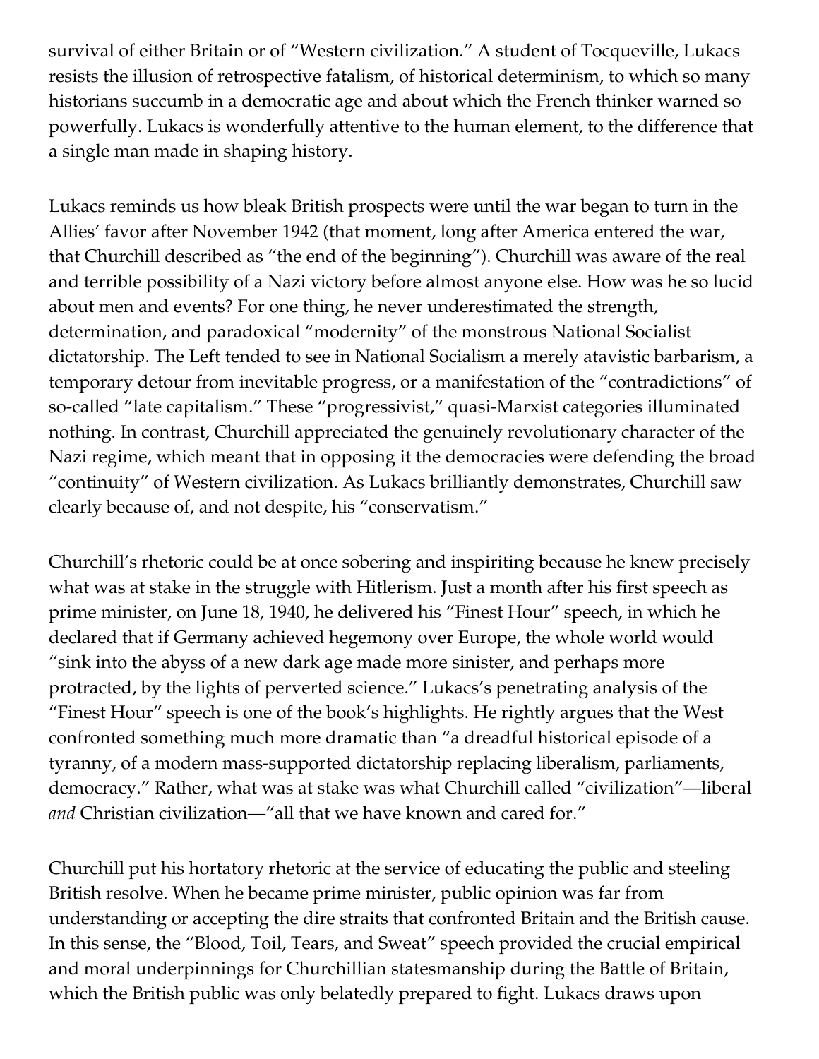survival of either Britain or of "Western civilization." A student of Tocqueville, Lukacs resists the illusion of retrospective fatalism, of historical determinism, to which so many historians succumb in a democratic age and about which the French thinker warned so powerfully. Lukacs is wonderfully attentive to the human element, to the difference that a single man made in shaping history.

Lukacs reminds us how bleak British prospects were until the war began to turn in the Allies' favor after November 1942 (that moment, long after America entered the war, that Churchill described as "the end of the beginning"). Churchill was aware of the real and terrible possibility of a Nazi victory before almost anyone else. How was he so lucid about men and events? For one thing, he never underestimated the strength, determination, and paradoxical "modernity" of the monstrous National Socialist dictatorship. The Left tended to see in National Socialism a merely atavistic barbarism, a temporary detour from inevitable progress, or a manifestation of the "contradictions" of so-called "late capitalism." These "progressivist," quasi-Marxist categories illuminated nothing. In contrast, Churchill appreciated the genuinely revolutionary character of the Nazi regime, which meant that in opposing it the democracies were defending the broad "continuity" of Western civilization. As Lukacs brilliantly demonstrates, Churchill saw clearly because of, and not despite, his "conservatism."

Churchill's rhetoric could be at once sobering and inspiriting because he knew precisely what was at stake in the struggle with Hitlerism. Just a month after his first speech as prime minister, on June 18, 1940, he delivered his "Finest Hour" speech, in which he declared that if Germany achieved hegemony over Europe, the whole world would "sink into the abyss of a new dark age made more sinister, and perhaps more protracted, by the lights of perverted science." Lukacs's penetrating analysis of the "Finest Hour" speech is one of the book's highlights. He rightly argues that the West confronted something much more dramatic than "a dreadful historical episode of a tyranny, of a modern mass-supported dictatorship replacing liberalism, parliaments, democracy." Rather, what was at stake was what Churchill called "civilization"—liberal *and* Christian civilization—"all that we have known and cared for."

Churchill put his hortatory rhetoric at the service of educating the public and steeling British resolve. When he became prime minister, public opinion was far from understanding or accepting the dire straits that confronted Britain and the British cause. In this sense, the "Blood, Toil, Tears, and Sweat" speech provided the crucial empirical and moral underpinnings for Churchillian statesmanship during the Battle of Britain, which the British public was only belatedly prepared to fight. Lukacs draws upon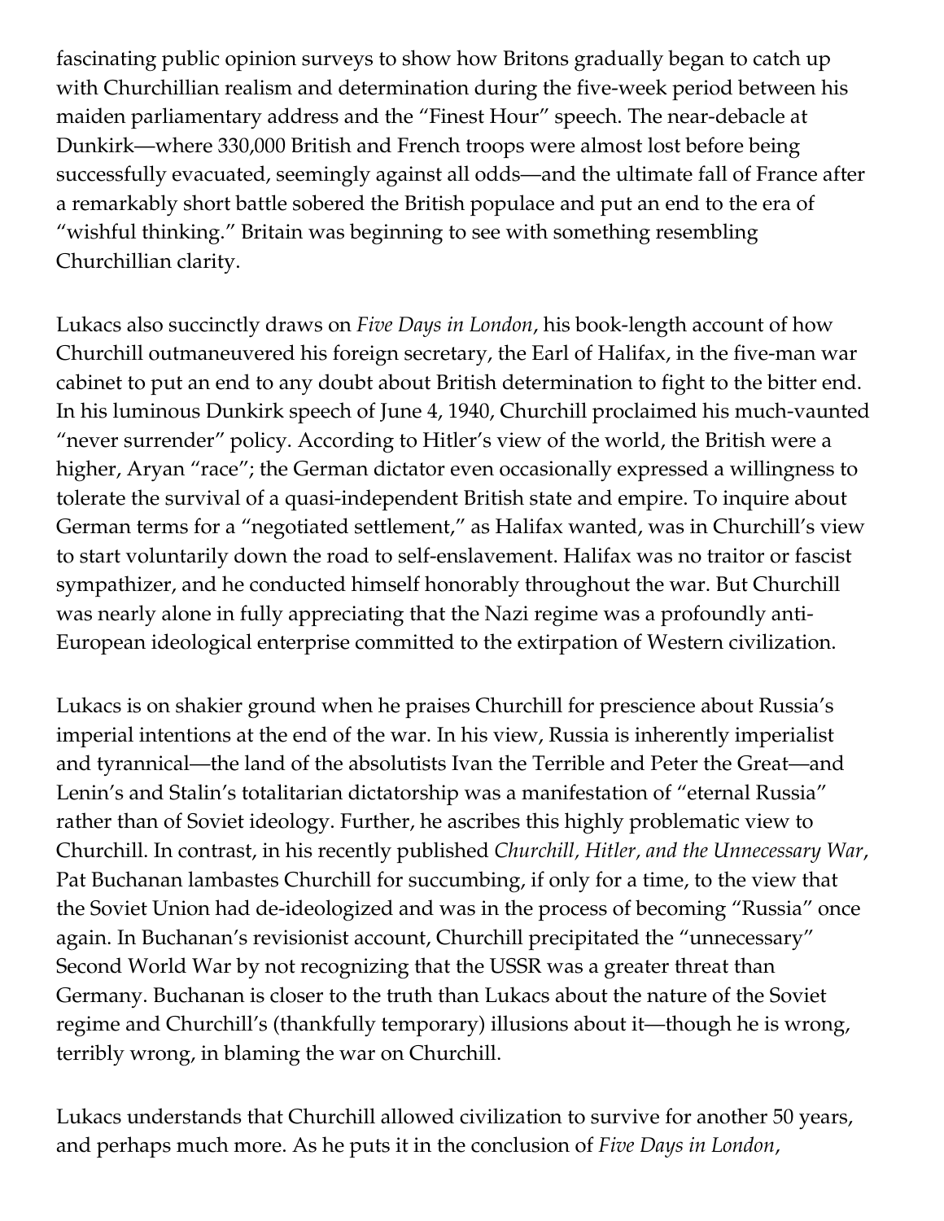fascinating public opinion surveys to show how Britons gradually began to catch up with Churchillian realism and determination during the five-week period between his maiden parliamentary address and the "Finest Hour" speech. The near-debacle at Dunkirk—where 330,000 British and French troops were almost lost before being successfully evacuated, seemingly against all odds—and the ultimate fall of France after a remarkably short battle sobered the British populace and put an end to the era of "wishful thinking." Britain was beginning to see with something resembling Churchillian clarity.

Lukacs also succinctly draws on *Five Days in London*, his book-length account of how Churchill outmaneuvered his foreign secretary, the Earl of Halifax, in the five-man war cabinet to put an end to any doubt about British determination to fight to the bitter end. In his luminous Dunkirk speech of June 4, 1940, Churchill proclaimed his much-vaunted "never surrender" policy. According to Hitler's view of the world, the British were a higher, Aryan "race"; the German dictator even occasionally expressed a willingness to tolerate the survival of a quasi-independent British state and empire. To inquire about German terms for a "negotiated settlement," as Halifax wanted, was in Churchill's view to start voluntarily down the road to self-enslavement. Halifax was no traitor or fascist sympathizer, and he conducted himself honorably throughout the war. But Churchill was nearly alone in fully appreciating that the Nazi regime was a profoundly anti-European ideological enterprise committed to the extirpation of Western civilization.

Lukacs is on shakier ground when he praises Churchill for prescience about Russia's imperial intentions at the end of the war. In his view, Russia is inherently imperialist and tyrannical—the land of the absolutists Ivan the Terrible and Peter the Great—and Lenin's and Stalin's totalitarian dictatorship was a manifestation of "eternal Russia" rather than of Soviet ideology. Further, he ascribes this highly problematic view to Churchill. In contrast, in his recently published *Churchill, Hitler, and the Unnecessary War*, Pat Buchanan lambastes Churchill for succumbing, if only for a time, to the view that the Soviet Union had de-ideologized and was in the process of becoming "Russia" once again. In Buchanan's revisionist account, Churchill precipitated the "unnecessary" Second World War by not recognizing that the USSR was a greater threat than Germany. Buchanan is closer to the truth than Lukacs about the nature of the Soviet regime and Churchill's (thankfully temporary) illusions about it—though he is wrong, terribly wrong, in blaming the war on Churchill.

Lukacs understands that Churchill allowed civilization to survive for another 50 years, and perhaps much more. As he puts it in the conclusion of *Five Days in London*,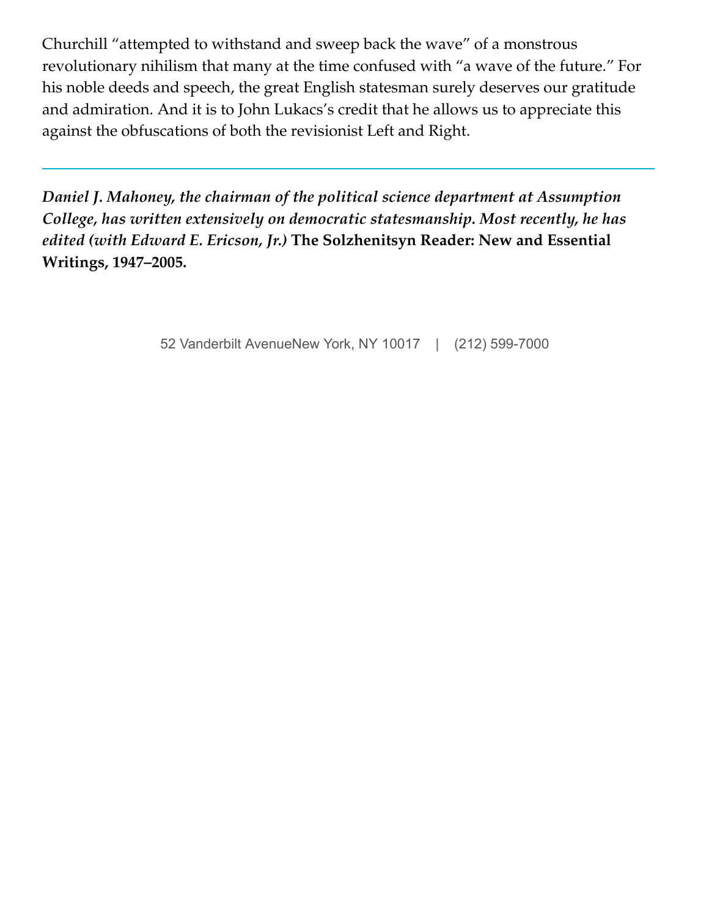Churchill "attempted to withstand and sweep back the wave" of a monstrous revolutionary nihilism that many at the time confused with "a wave of the future." For his noble deeds and speech, the great English statesman surely deserves our gratitude and admiration. And it is to John Lukacs's credit that he allows us to appreciate this against the obfuscations of both the revisionist Left and Right.

---

***Daniel J. Mahoney, the chairman of the political science department at Assumption College, has written extensively on democratic statesmanship. Most recently, he has edited (with Edward E. Ericson, Jr.)* The Solzhenitsyn Reader: New and Essential Writings, 1947–2005.**

52 Vanderbilt AvenueNew York, NY 10017 | (212) 599-7000